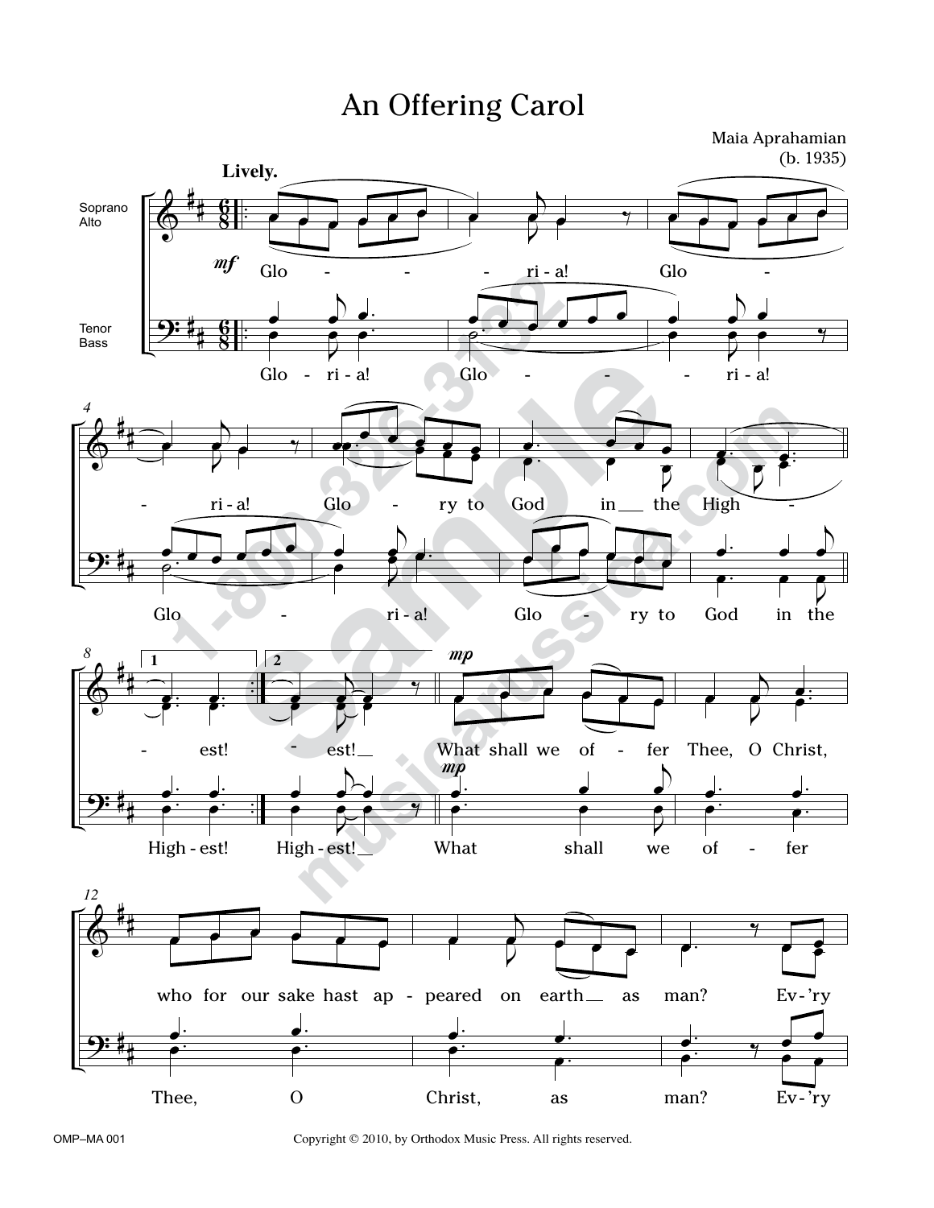# An Offering Carol

Maia Aprahamian
(b. 1935)

Copyright © 2010, by Orthodox Music Press. All rights reserved.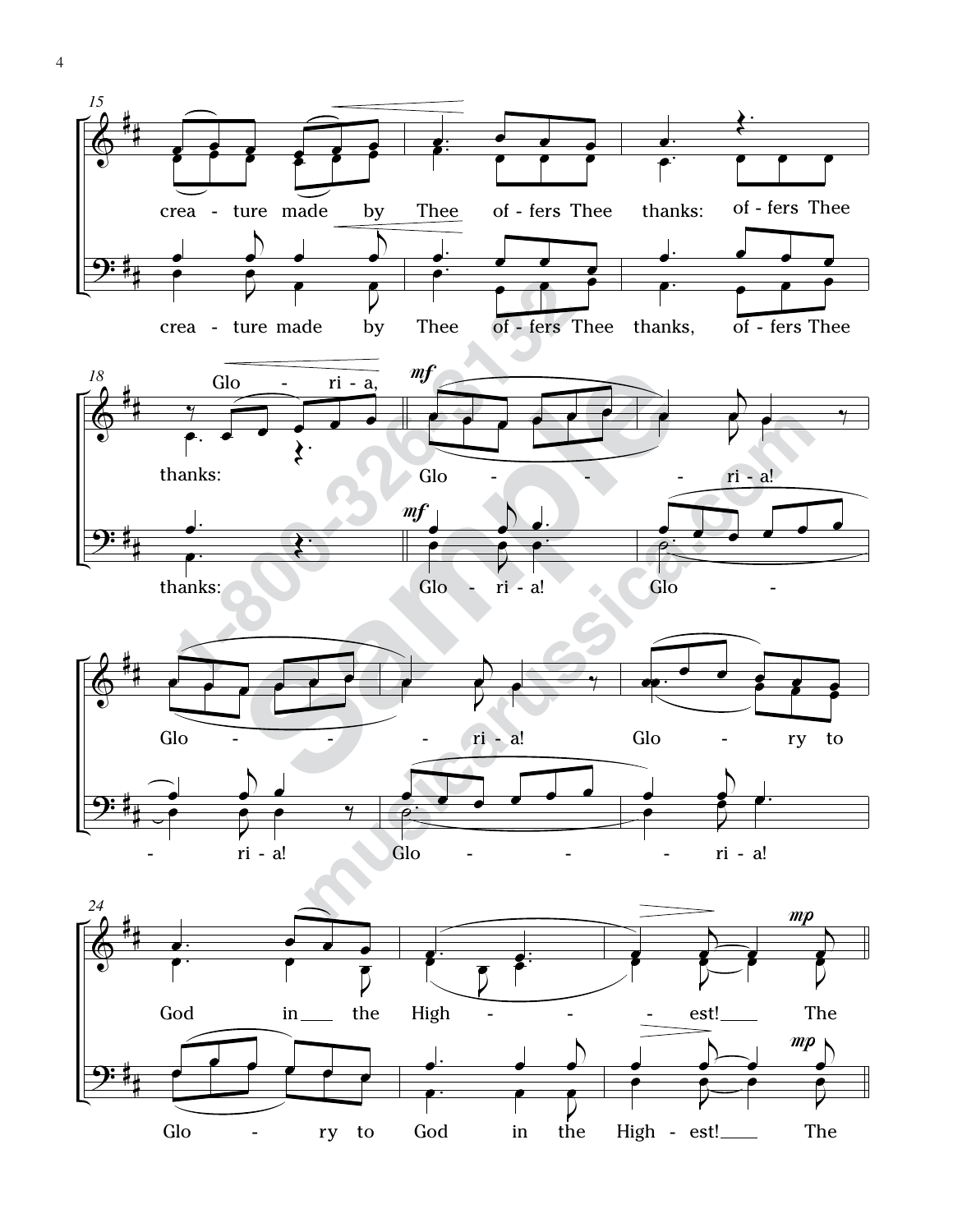15

crea - ture made by Thee of - fers Thee thanks: of - fers Thee

crea - ture made by Thee of - fers Thee thanks, of - fers Thee

18

Glo - ri - a,

*mf*

thanks: Glo - ri - a!

*mf*

thanks: Glo - ri - a! Glo -

Glo - ri - a! Glo - ry to

- ri - a! Glo - ri - a!

24

*mp*

God in the High - est! The

*mp*

Glo - ry to God in the High - est! The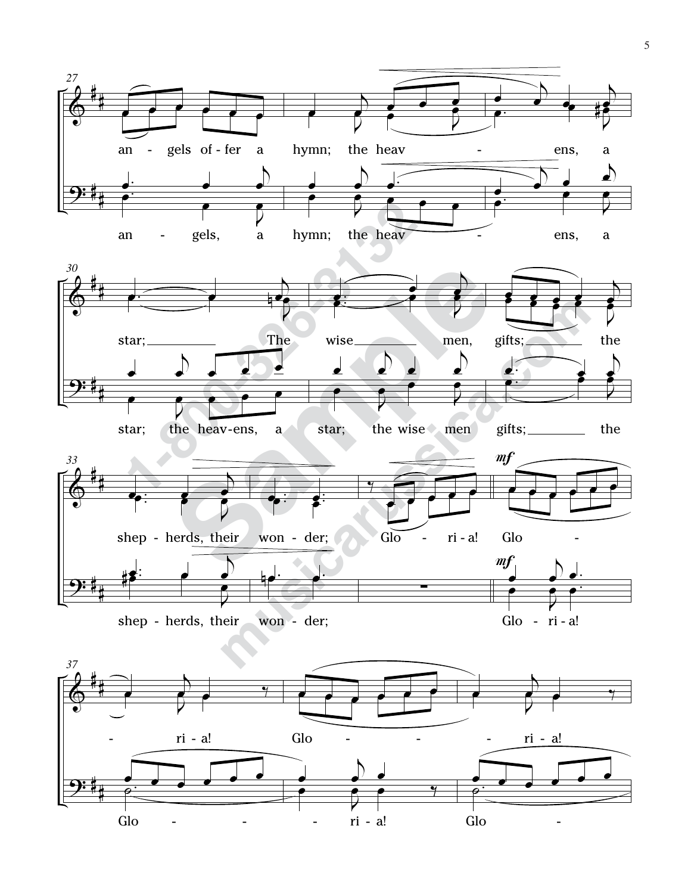27

an - gels of - fer a hymn; the heav - ens, a

an - gels, a hymn; the heav - ens, a

30

star; The wise men, gifts; the

star; the heav-ens, a star; the wise men gifts; the

33

shep - herds, their won - der; Glo - ri - a! Glo -

*mf*

shep - herds, their won - der; Glo - ri - a!

*mf*

37

- ri - a! Glo - - - ri - a!

Glo - - - ri - a! Glo -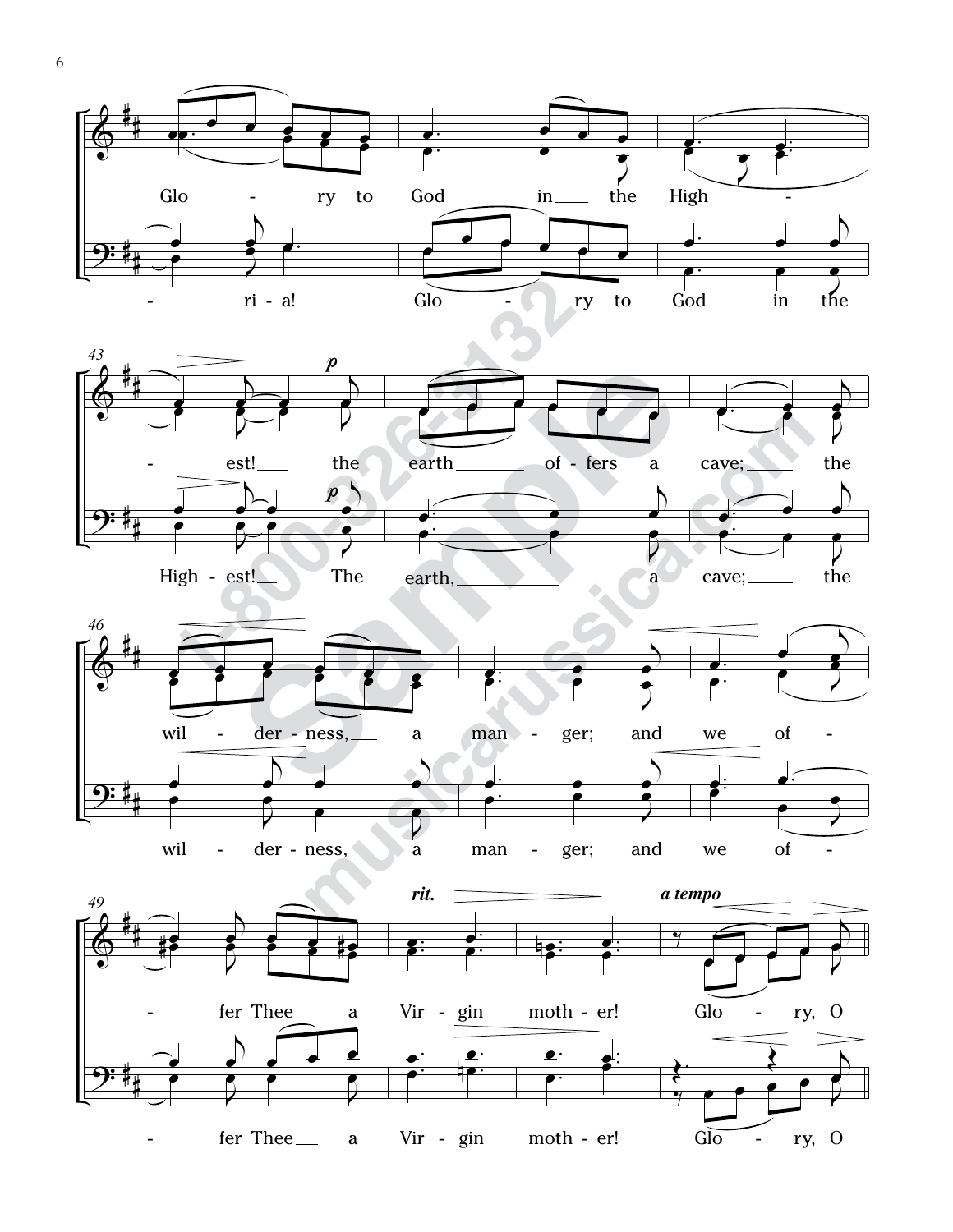Glo - ry to God in the High -

- ri - a! Glo - ry to God in the

43

- est! the earth of - fers a cave; the

High - est! The earth, a cave; the

46

wil - der - ness, a man - ger; and we of -

wil - der - ness, a man - ger; and we of -

49

*rit.* *a tempo*

- fer Thee a Vir - gin moth - er! Glo - ry, O

- fer Thee a Vir - gin moth - er! Glo - ry, O